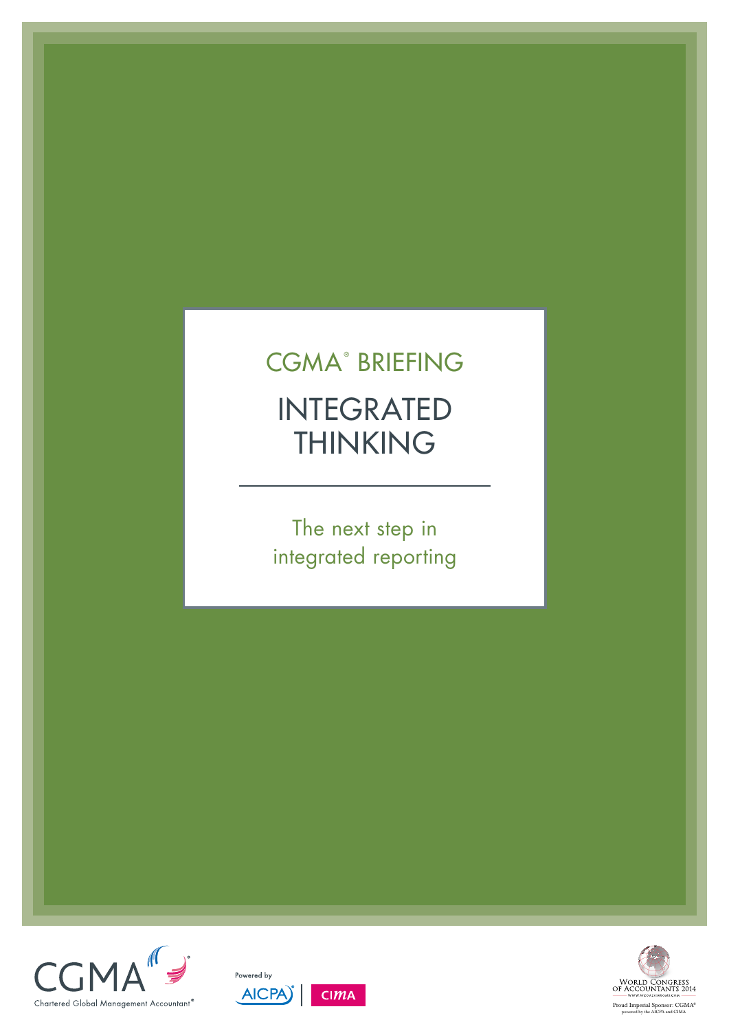CGMA® BRIEFING

# INTEGRATED THINKING

The next step in integrated reporting

CGMA
Chartered Global Management Accountant®

Powered by AICPA | CIMA

WORLD CONGRESS OF ACCOUNTANTS 2014
WWW.WCOA2014ROME.COM
Proud Imperial Sponsor: CGMA®
powered by the AICPA and CIMA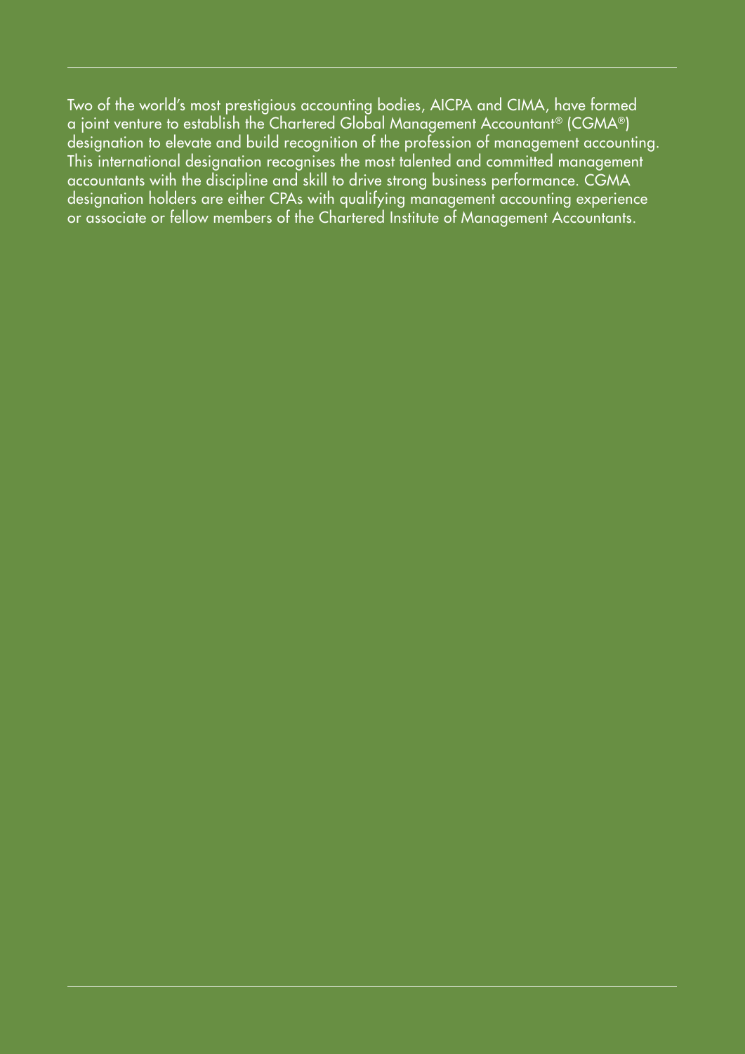Two of the world's most prestigious accounting bodies, AICPA and CIMA, have formed a joint venture to establish the Chartered Global Management Accountant® (CGMA®) designation to elevate and build recognition of the profession of management accounting. This international designation recognises the most talented and committed management accountants with the discipline and skill to drive strong business performance. CGMA designation holders are either CPAs with qualifying management accounting experience or associate or fellow members of the Chartered Institute of Management Accountants.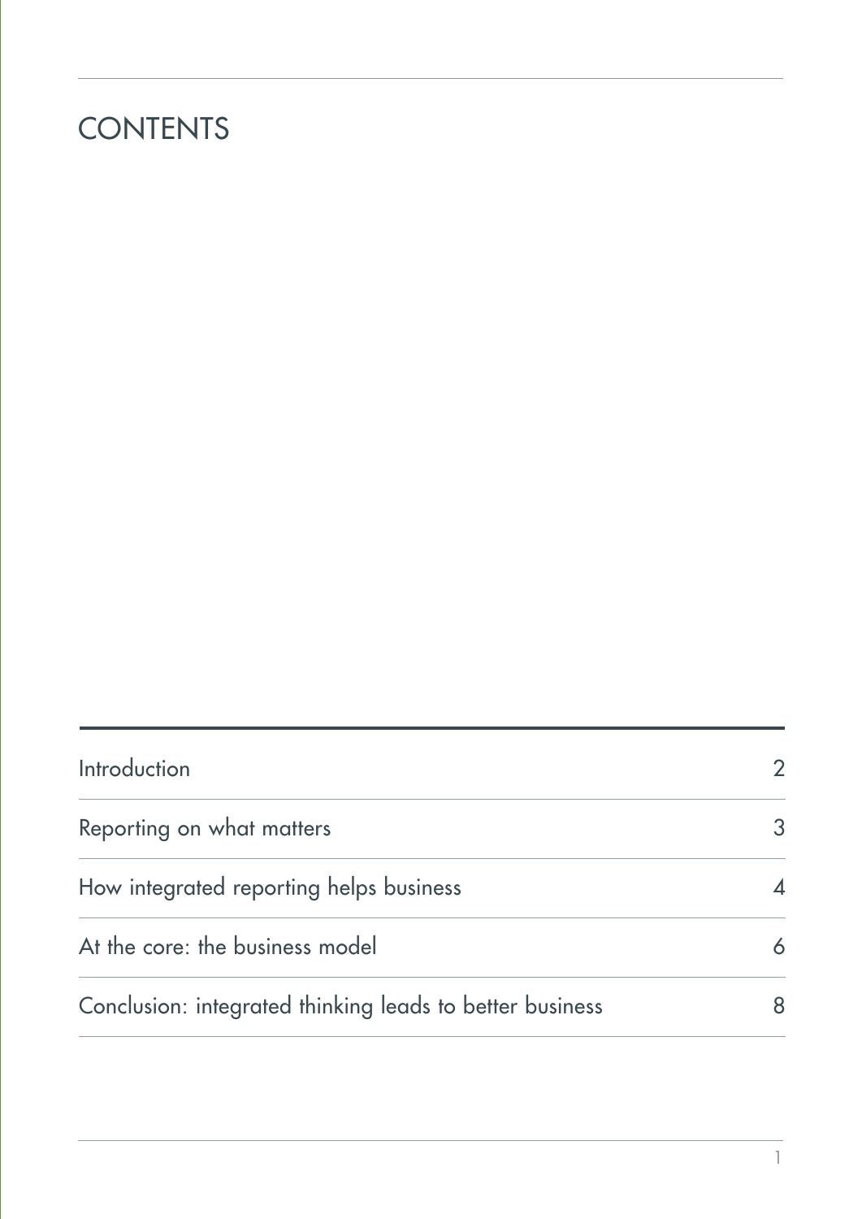# CONTENTS

| | |
|---|---|
| Introduction | 2 |
| Reporting on what matters | 3 |
| How integrated reporting helps business | 4 |
| At the core: the business model | 6 |
| Conclusion: integrated thinking leads to better business | 8 |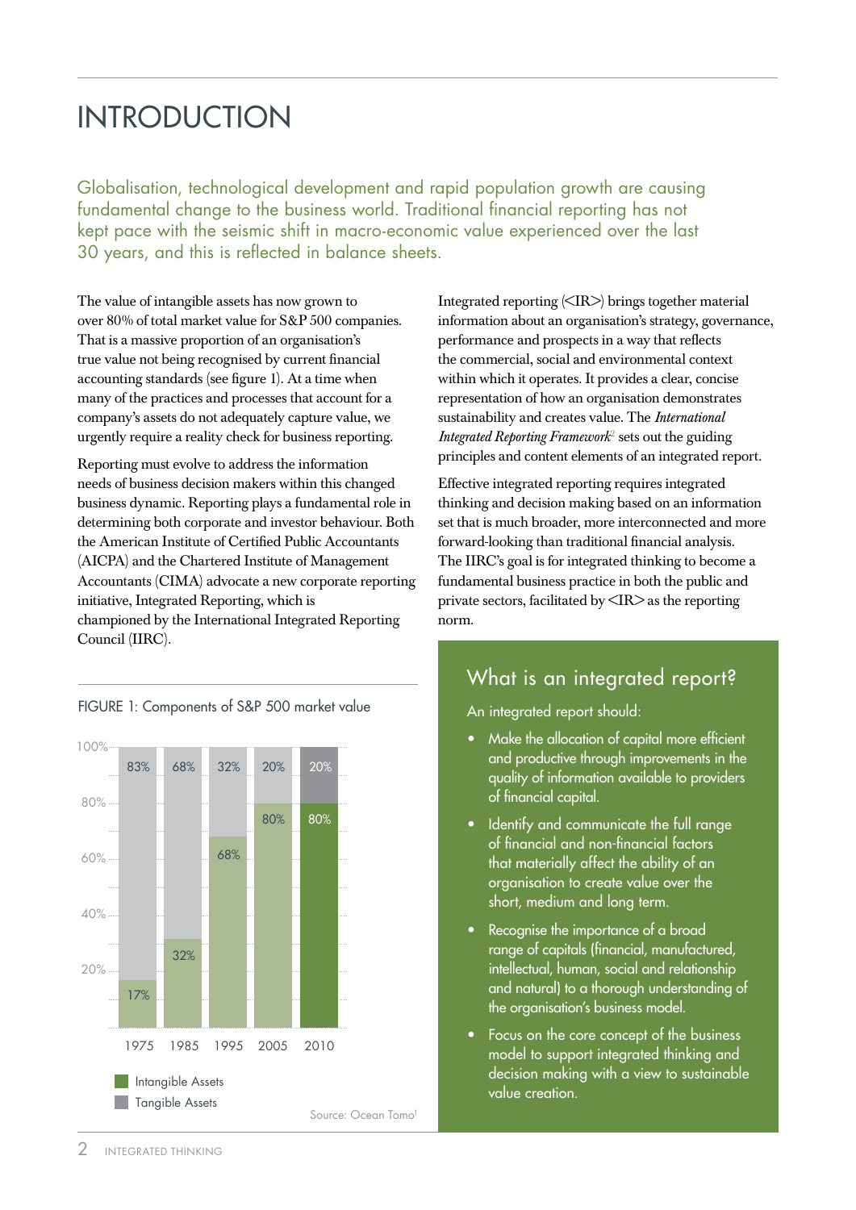# INTRODUCTION

Globalisation, technological development and rapid population growth are causing fundamental change to the business world. Traditional financial reporting has not kept pace with the seismic shift in macro-economic value experienced over the last 30 years, and this is reflected in balance sheets.

The value of intangible assets has now grown to over 80% of total market value for S&P 500 companies. That is a massive proportion of an organisation's true value not being recognised by current financial accounting standards (see figure 1). At a time when many of the practices and processes that account for a company's assets do not adequately capture value, we urgently require a reality check for business reporting.

Reporting must evolve to address the information needs of business decision makers within this changed business dynamic. Reporting plays a fundamental role in determining both corporate and investor behaviour. Both the American Institute of Certified Public Accountants (AICPA) and the Chartered Institute of Management Accountants (CIMA) advocate a new corporate reporting initiative, Integrated Reporting, which is championed by the International Integrated Reporting Council (IIRC).

FIGURE 1: Components of S&P 500 market value

| Year | Intangible Assets | Tangible Assets |
| --- | --- | --- |
| 1975 | 17% | 83% |
| 1985 | 32% | 68% |
| 1995 | 68% | 32% |
| 2005 | 80% | 20% |
| 2010 | 80% | 20% |

Source: Ocean Tomo[1]

Integrated reporting (<IR>) brings together material information about an organisation's strategy, governance, performance and prospects in a way that reflects the commercial, social and environmental context within which it operates. It provides a clear, concise representation of how an organisation demonstrates sustainability and creates value. The *International Integrated Reporting Framework*[2] sets out the guiding principles and content elements of an integrated report.

Effective integrated reporting requires integrated thinking and decision making based on an information set that is much broader, more interconnected and more forward-looking than traditional financial analysis. The IIRC's goal is for integrated thinking to become a fundamental business practice in both the public and private sectors, facilitated by <IR> as the reporting norm.

## What is an integrated report?

An integrated report should:

- Make the allocation of capital more efficient and productive through improvements in the quality of information available to providers of financial capital.
- Identify and communicate the full range of financial and non-financial factors that materially affect the ability of an organisation to create value over the short, medium and long term.
- Recognise the importance of a broad range of capitals (financial, manufactured, intellectual, human, social and relationship and natural) to a thorough understanding of the organisation's business model.
- Focus on the core concept of the business model to support integrated thinking and decision making with a view to sustainable value creation.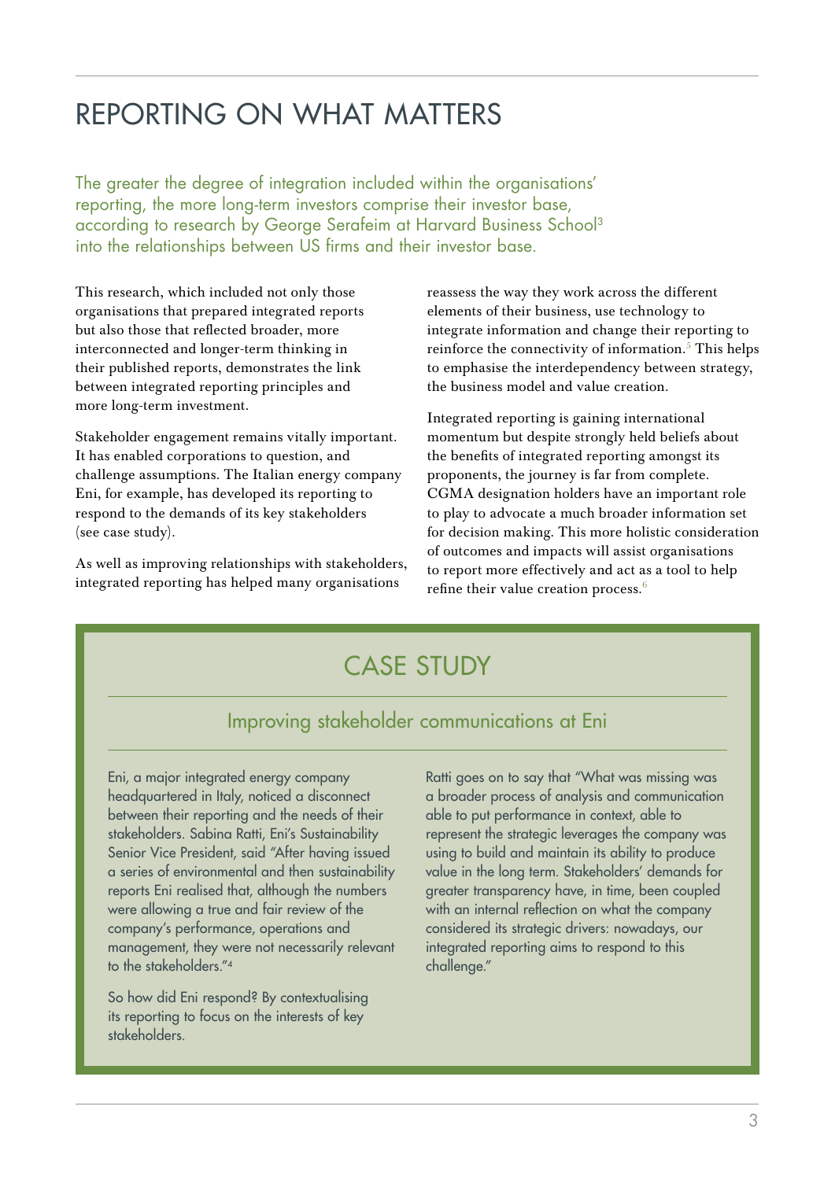# REPORTING ON WHAT MATTERS

The greater the degree of integration included within the organisations' reporting, the more long-term investors comprise their investor base, according to research by George Serafeim at Harvard Business School[3] into the relationships between US firms and their investor base.

This research, which included not only those organisations that prepared integrated reports but also those that reflected broader, more interconnected and longer-term thinking in their published reports, demonstrates the link between integrated reporting principles and more long-term investment.

Stakeholder engagement remains vitally important. It has enabled corporations to question, and challenge assumptions. The Italian energy company Eni, for example, has developed its reporting to respond to the demands of its key stakeholders (see case study).

As well as improving relationships with stakeholders, integrated reporting has helped many organisations reassess the way they work across the different elements of their business, use technology to integrate information and change their reporting to reinforce the connectivity of information.[5] This helps to emphasise the interdependency between strategy, the business model and value creation.

Integrated reporting is gaining international momentum but despite strongly held beliefs about the benefits of integrated reporting amongst its proponents, the journey is far from complete. CGMA designation holders have an important role to play to advocate a much broader information set for decision making. This more holistic consideration of outcomes and impacts will assist organisations to report more effectively and act as a tool to help refine their value creation process.[6]

## CASE STUDY

### Improving stakeholder communications at Eni

Eni, a major integrated energy company headquartered in Italy, noticed a disconnect between their reporting and the needs of their stakeholders. Sabina Ratti, Eni's Sustainability Senior Vice President, said "After having issued a series of environmental and then sustainability reports Eni realised that, although the numbers were allowing a true and fair review of the company's performance, operations and management, they were not necessarily relevant to the stakeholders."[4]

So how did Eni respond? By contextualising its reporting to focus on the interests of key stakeholders.

Ratti goes on to say that "What was missing was a broader process of analysis and communication able to put performance in context, able to represent the strategic leverages the company was using to build and maintain its ability to produce value in the long term. Stakeholders' demands for greater transparency have, in time, been coupled with an internal reflection on what the company considered its strategic drivers: nowadays, our integrated reporting aims to respond to this challenge."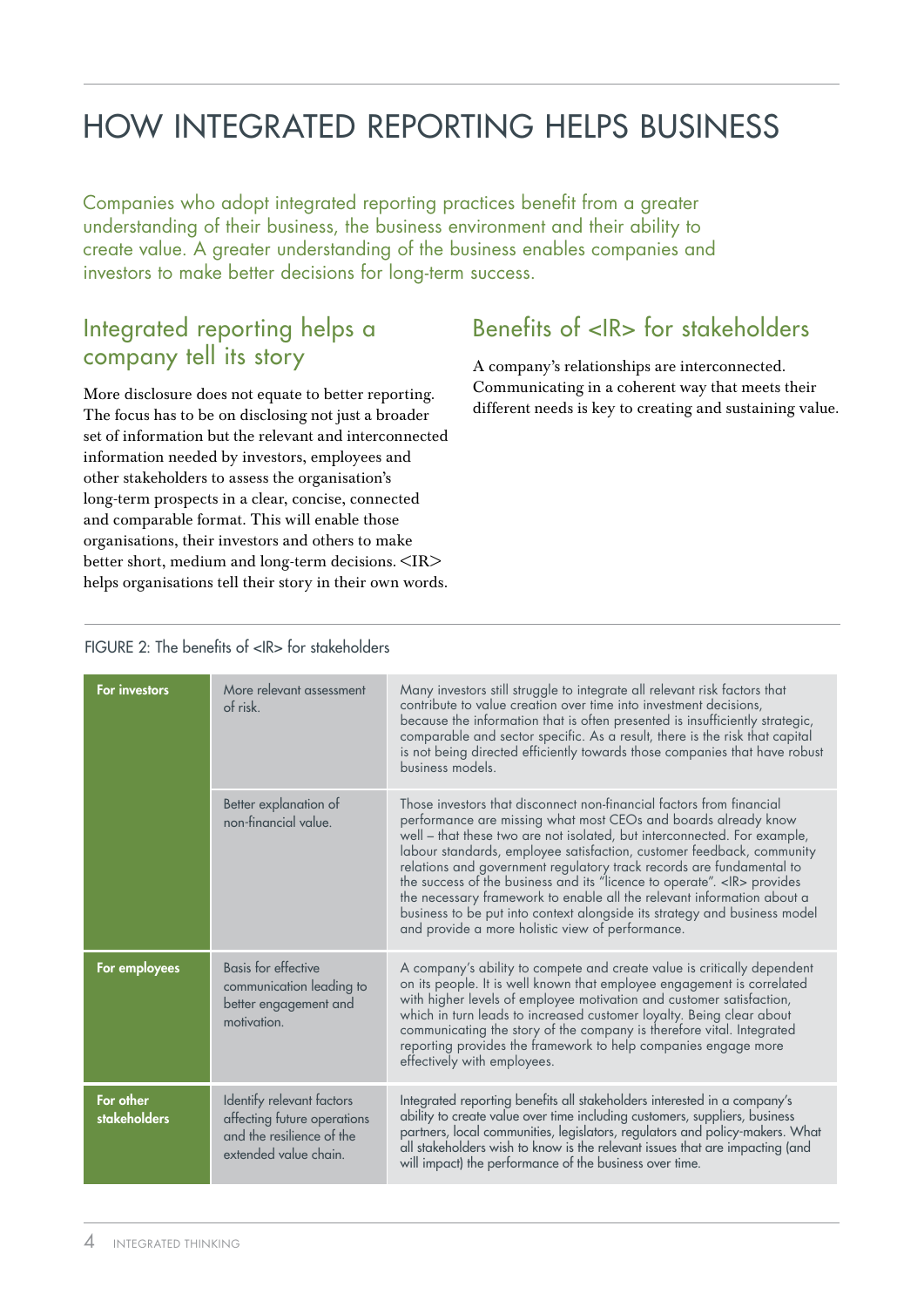# HOW INTEGRATED REPORTING HELPS BUSINESS

Companies who adopt integrated reporting practices benefit from a greater understanding of their business, the business environment and their ability to create value. A greater understanding of the business enables companies and investors to make better decisions for long-term success.

## Integrated reporting helps a company tell its story

More disclosure does not equate to better reporting. The focus has to be on disclosing not just a broader set of information but the relevant and interconnected information needed by investors, employees and other stakeholders to assess the organisation's long-term prospects in a clear, concise, connected and comparable format. This will enable those organisations, their investors and others to make better short, medium and long-term decisions. <IR> helps organisations tell their story in their own words.

## Benefits of <IR> for stakeholders

A company's relationships are interconnected. Communicating in a coherent way that meets their different needs is key to creating and sustaining value.

FIGURE 2: The benefits of <IR> for stakeholders

| | | |
|---|---|---|
| **For investors** | More relevant assessment of risk. | Many investors still struggle to integrate all relevant risk factors that contribute to value creation over time into investment decisions, because the information that is often presented is insufficiently strategic, comparable and sector specific. As a result, there is the risk that capital is not being directed efficiently towards those companies that have robust business models. |
| | Better explanation of non-financial value. | Those investors that disconnect non-financial factors from financial performance are missing what most CEOs and boards already know well – that these two are not isolated, but interconnected. For example, labour standards, employee satisfaction, customer feedback, community relations and government regulatory track records are fundamental to the success of the business and its "licence to operate". <IR> provides the necessary framework to enable all the relevant information about a business to be put into context alongside its strategy and business model and provide a more holistic view of performance. |
| **For employees** | Basis for effective communication leading to better engagement and motivation. | A company's ability to compete and create value is critically dependent on its people. It is well known that employee engagement is correlated with higher levels of employee motivation and customer satisfaction, which in turn leads to increased customer loyalty. Being clear about communicating the story of the company is therefore vital. Integrated reporting provides the framework to help companies engage more effectively with employees. |
| **For other stakeholders** | Identify relevant factors affecting future operations and the resilience of the extended value chain. | Integrated reporting benefits all stakeholders interested in a company's ability to create value over time including customers, suppliers, business partners, local communities, legislators, regulators and policy-makers. What all stakeholders wish to know is the relevant issues that are impacting (and will impact) the performance of the business over time. |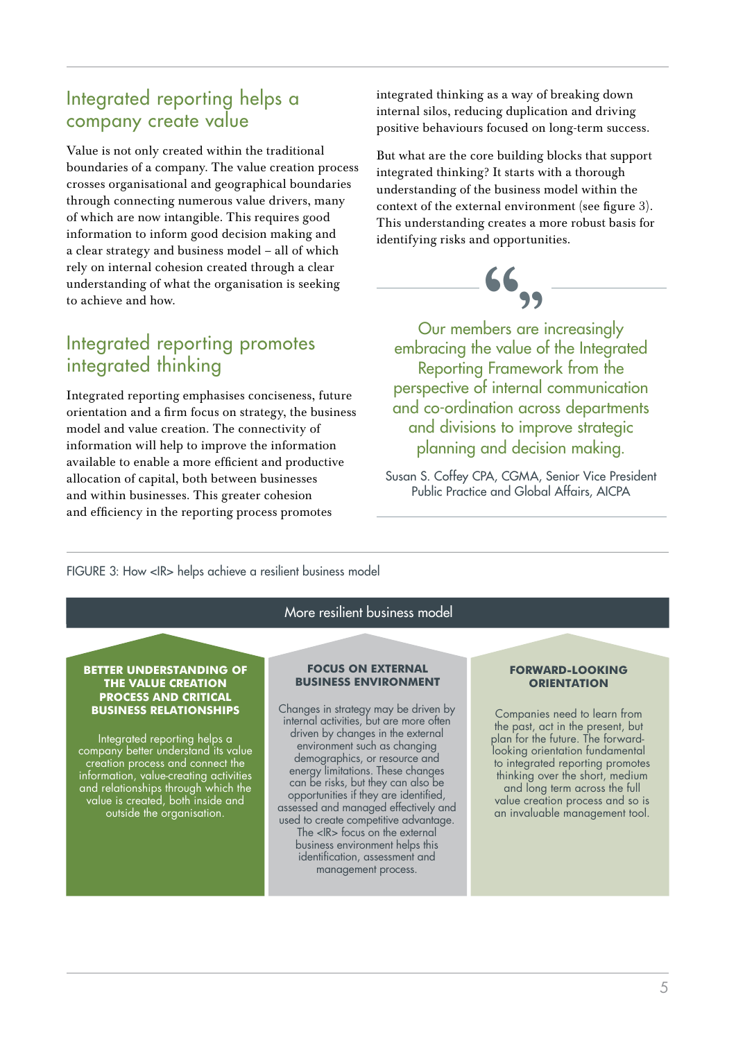## Integrated reporting helps a company create value

Value is not only created within the traditional boundaries of a company. The value creation process crosses organisational and geographical boundaries through connecting numerous value drivers, many of which are now intangible. This requires good information to inform good decision making and a clear strategy and business model – all of which rely on internal cohesion created through a clear understanding of what the organisation is seeking to achieve and how.

## Integrated reporting promotes integrated thinking

Integrated reporting emphasises conciseness, future orientation and a firm focus on strategy, the business model and value creation. The connectivity of information will help to improve the information available to enable a more efficient and productive allocation of capital, both between businesses and within businesses. This greater cohesion and efficiency in the reporting process promotes integrated thinking as a way of breaking down internal silos, reducing duplication and driving positive behaviours focused on long-term success.

But what are the core building blocks that support integrated thinking? It starts with a thorough understanding of the business model within the context of the external environment (see figure 3). This understanding creates a more robust basis for identifying risks and opportunities.

> Our members are increasingly embracing the value of the Integrated Reporting Framework from the perspective of internal communication and co-ordination across departments and divisions to improve strategic planning and decision making.
>
> Susan S. Coffey CPA, CGMA, Senior Vice President Public Practice and Global Affairs, AICPA

FIGURE 3: How <IR> helps achieve a resilient business model

**More resilient business model**

**BETTER UNDERSTANDING OF THE VALUE CREATION PROCESS AND CRITICAL BUSINESS RELATIONSHIPS**

Integrated reporting helps a company better understand its value creation process and connect the information, value-creating activities and relationships through which the value is created, both inside and outside the organisation.

**FOCUS ON EXTERNAL BUSINESS ENVIRONMENT**

Changes in strategy may be driven by internal activities, but are more often driven by changes in the external environment such as changing demographics, or resource and energy limitations. These changes can be risks, but they can also be opportunities if they are identified, assessed and managed effectively and used to create competitive advantage. The <IR> focus on the external business environment helps this identification, assessment and management process.

**FORWARD-LOOKING ORIENTATION**

Companies need to learn from the past, act in the present, but plan for the future. The forward-looking orientation fundamental to integrated reporting promotes thinking over the short, medium and long term across the full value creation process and so is an invaluable management tool.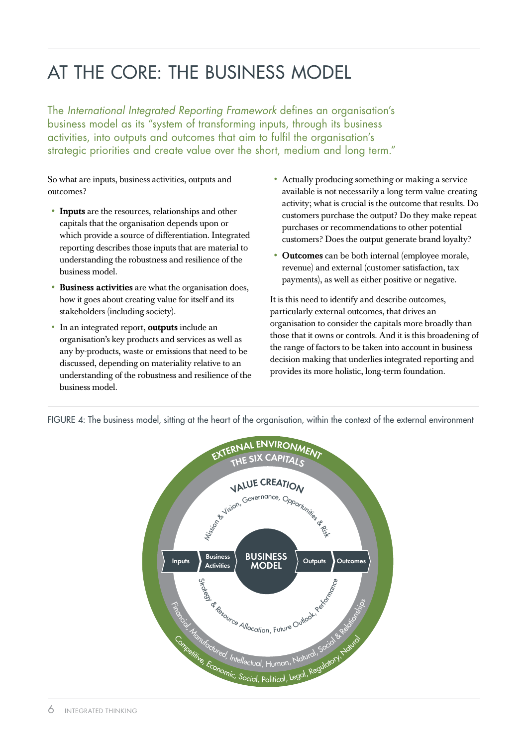# AT THE CORE: THE BUSINESS MODEL

The *International Integrated Reporting Framework* defines an organisation's business model as its "system of transforming inputs, through its business activities, into outputs and outcomes that aim to fulfil the organisation's strategic priorities and create value over the short, medium and long term."

So what are inputs, business activities, outputs and outcomes?

- **Inputs** are the resources, relationships and other capitals that the organisation depends upon or which provide a source of differentiation. Integrated reporting describes those inputs that are material to understanding the robustness and resilience of the business model.
- **Business activities** are what the organisation does, how it goes about creating value for itself and its stakeholders (including society).
- In an integrated report, **outputs** include an organisation's key products and services as well as any by-products, waste or emissions that need to be discussed, depending on materiality relative to an understanding of the robustness and resilience of the business model.
- Actually producing something or making a service available is not necessarily a long-term value-creating activity; what is crucial is the outcome that results. Do customers purchase the output? Do they make repeat purchases or recommendations to other potential customers? Does the output generate brand loyalty?
- **Outcomes** can be both internal (employee morale, revenue) and external (customer satisfaction, tax payments), as well as either positive or negative.

It is this need to identify and describe outcomes, particularly external outcomes, that drives an organisation to consider the capitals more broadly than those that it owns or controls. And it is this broadening of the range of factors to be taken into account in business decision making that underlies integrated reporting and provides its more holistic, long-term foundation.

FIGURE 4: The business model, sitting at the heart of the organisation, within the context of the external environment

EXTERNAL ENVIRONMENT

THE SIX CAPITALS

VALUE CREATION

Mission & Vision, Governance, Opportunities & Risk

Inputs → Business Activities → BUSINESS MODEL → Outputs → Outcomes

Strategy & Resource Allocation, Future Outlook, Performance

Financial, Manufactured, Intellectual, Human, Natural, Social & Relationships

Competitive, Economic, Social, Political, Legal, Regulatory, Natural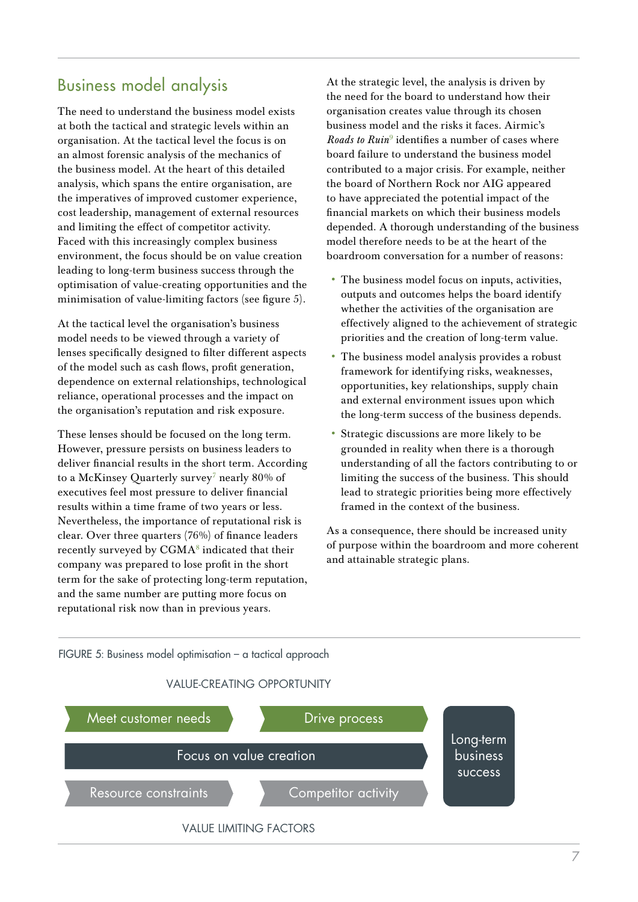## Business model analysis

The need to understand the business model exists at both the tactical and strategic levels within an organisation. At the tactical level the focus is on an almost forensic analysis of the mechanics of the business model. At the heart of this detailed analysis, which spans the entire organisation, are the imperatives of improved customer experience, cost leadership, management of external resources and limiting the effect of competitor activity. Faced with this increasingly complex business environment, the focus should be on value creation leading to long-term business success through the optimisation of value-creating opportunities and the minimisation of value-limiting factors (see figure 5).

At the tactical level the organisation's business model needs to be viewed through a variety of lenses specifically designed to filter different aspects of the model such as cash flows, profit generation, dependence on external relationships, technological reliance, operational processes and the impact on the organisation's reputation and risk exposure.

These lenses should be focused on the long term. However, pressure persists on business leaders to deliver financial results in the short term. According to a McKinsey Quarterly survey[7] nearly 80% of executives feel most pressure to deliver financial results within a time frame of two years or less. Nevertheless, the importance of reputational risk is clear. Over three quarters (76%) of finance leaders recently surveyed by CGMA[8] indicated that their company was prepared to lose profit in the short term for the sake of protecting long-term reputation, and the same number are putting more focus on reputational risk now than in previous years.

At the strategic level, the analysis is driven by the need for the board to understand how their organisation creates value through its chosen business model and the risks it faces. Airmic's *Roads to Ruin*[9] identifies a number of cases where board failure to understand the business model contributed to a major crisis. For example, neither the board of Northern Rock nor AIG appeared to have appreciated the potential impact of the financial markets on which their business models depended. A thorough understanding of the business model therefore needs to be at the heart of the boardroom conversation for a number of reasons:

- The business model focus on inputs, activities, outputs and outcomes helps the board identify whether the activities of the organisation are effectively aligned to the achievement of strategic priorities and the creation of long-term value.
- The business model analysis provides a robust framework for identifying risks, weaknesses, opportunities, key relationships, supply chain and external environment issues upon which the long-term success of the business depends.
- Strategic discussions are more likely to be grounded in reality when there is a thorough understanding of all the factors contributing to or limiting the success of the business. This should lead to strategic priorities being more effectively framed in the context of the business.

As a consequence, there should be increased unity of purpose within the boardroom and more coherent and attainable strategic plans.

FIGURE 5: Business model optimisation – a tactical approach

VALUE-CREATING OPPORTUNITY

- Meet customer needs → Drive process
- Focus on value creation → Long-term business success
- Resource constraints → Competitor activity

VALUE LIMITING FACTORS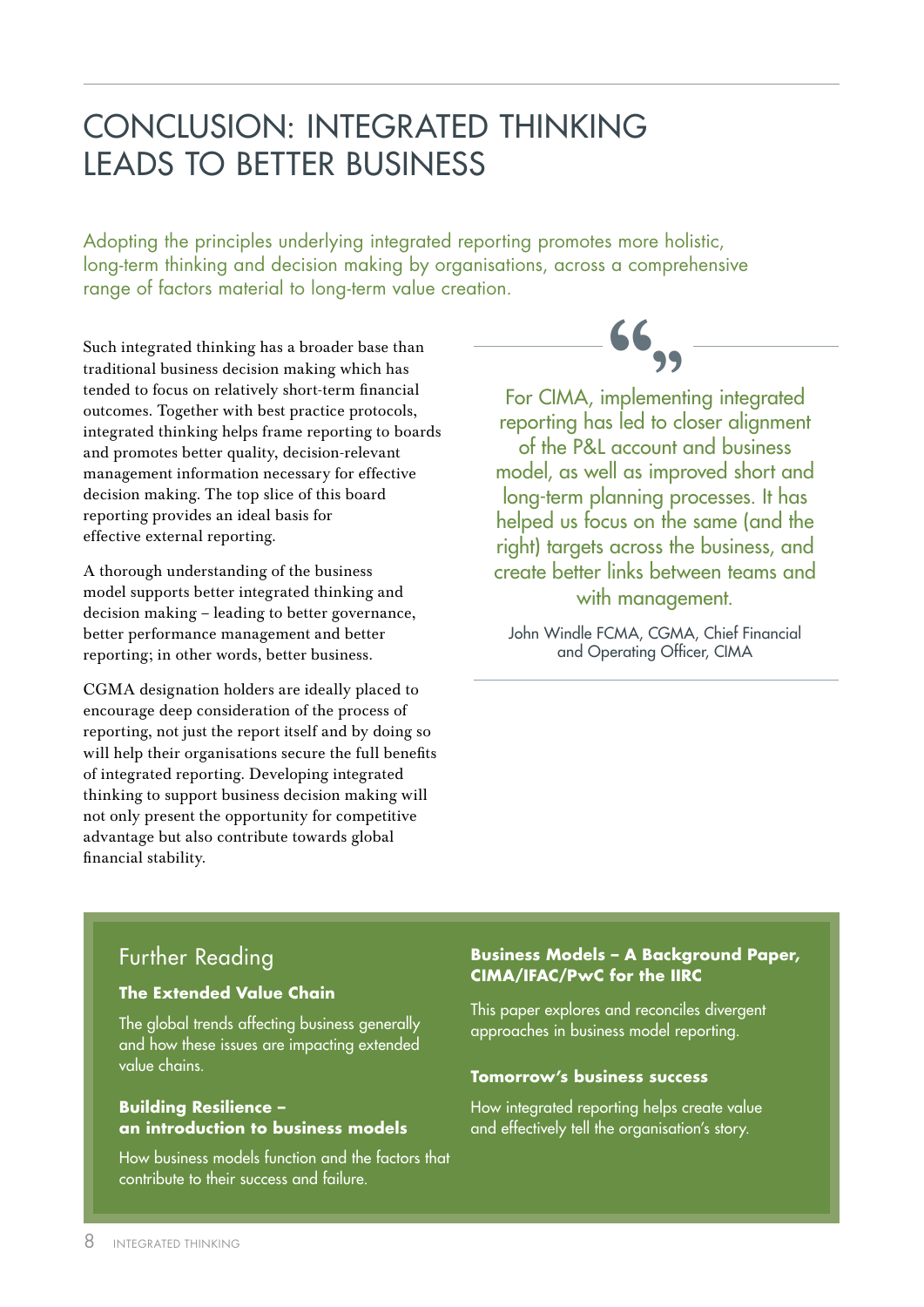# CONCLUSION: INTEGRATED THINKING LEADS TO BETTER BUSINESS

Adopting the principles underlying integrated reporting promotes more holistic, long-term thinking and decision making by organisations, across a comprehensive range of factors material to long-term value creation.

Such integrated thinking has a broader base than traditional business decision making which has tended to focus on relatively short-term financial outcomes. Together with best practice protocols, integrated thinking helps frame reporting to boards and promotes better quality, decision-relevant management information necessary for effective decision making. The top slice of this board reporting provides an ideal basis for effective external reporting.

A thorough understanding of the business model supports better integrated thinking and decision making – leading to better governance, better performance management and better reporting; in other words, better business.

CGMA designation holders are ideally placed to encourage deep consideration of the process of reporting, not just the report itself and by doing so will help their organisations secure the full benefits of integrated reporting. Developing integrated thinking to support business decision making will not only present the opportunity for competitive advantage but also contribute towards global financial stability.

> For CIMA, implementing integrated reporting has led to closer alignment of the P&L account and business model, as well as improved short and long-term planning processes. It has helped us focus on the same (and the right) targets across the business, and create better links between teams and with management.
>
> John Windle FCMA, CGMA, Chief Financial and Operating Officer, CIMA

## Further Reading

**The Extended Value Chain**

The global trends affecting business generally and how these issues are impacting extended value chains.

**Building Resilience – an introduction to business models**

How business models function and the factors that contribute to their success and failure.

**Business Models – A Background Paper, CIMA/IFAC/PwC for the IIRC**

This paper explores and reconciles divergent approaches in business model reporting.

**Tomorrow's business success**

How integrated reporting helps create value and effectively tell the organisation's story.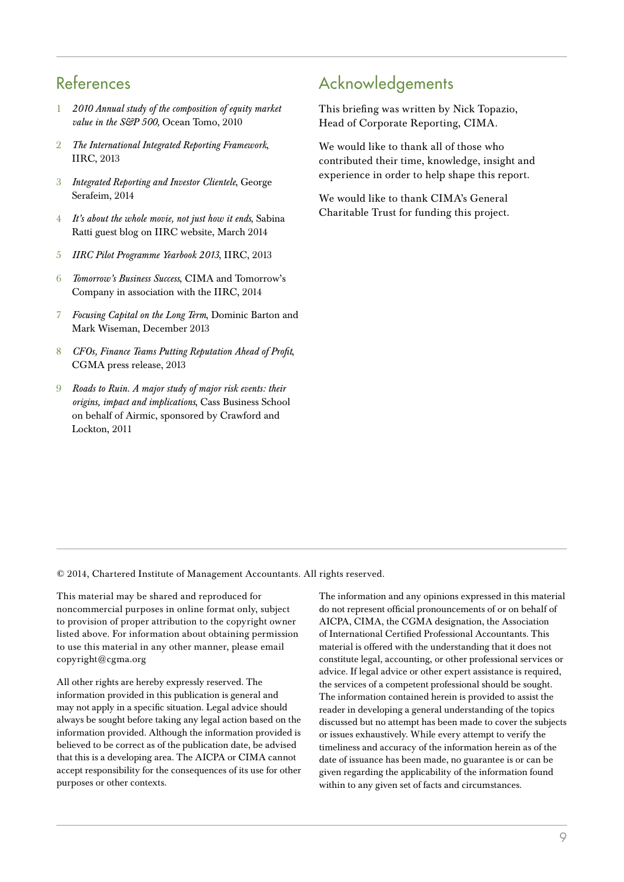## References

1. *2010 Annual study of the composition of equity market value in the S&P 500,* Ocean Tomo, 2010
2. *The International Integrated Reporting Framework*, IIRC, 2013
3. *Integrated Reporting and Investor Clientele*, George Serafeim, 2014
4. *It's about the whole movie, not just how it ends*, Sabina Ratti guest blog on IIRC website, March 2014
5. *IIRC Pilot Programme Yearbook 2013*, IIRC, 2013
6. *Tomorrow's Business Success*, CIMA and Tomorrow's Company in association with the IIRC, 2014
7. *Focusing Capital on the Long Term*, Dominic Barton and Mark Wiseman, December 2013
8. *CFOs, Finance Teams Putting Reputation Ahead of Profit*, CGMA press release, 2013
9. *Roads to Ruin. A major study of major risk events: their origins, impact and implications*, Cass Business School on behalf of Airmic, sponsored by Crawford and Lockton, 2011

## Acknowledgements

This briefing was written by Nick Topazio, Head of Corporate Reporting, CIMA.

We would like to thank all of those who contributed their time, knowledge, insight and experience in order to help shape this report.

We would like to thank CIMA's General Charitable Trust for funding this project.

© 2014, Chartered Institute of Management Accountants. All rights reserved.

This material may be shared and reproduced for noncommercial purposes in online format only, subject to provision of proper attribution to the copyright owner listed above. For information about obtaining permission to use this material in any other manner, please email copyright@cgma.org

All other rights are hereby expressly reserved. The information provided in this publication is general and may not apply in a specific situation. Legal advice should always be sought before taking any legal action based on the information provided. Although the information provided is believed to be correct as of the publication date, be advised that this is a developing area. The AICPA or CIMA cannot accept responsibility for the consequences of its use for other purposes or other contexts.

The information and any opinions expressed in this material do not represent official pronouncements of or on behalf of AICPA, CIMA, the CGMA designation, the Association of International Certified Professional Accountants. This material is offered with the understanding that it does not constitute legal, accounting, or other professional services or advice. If legal advice or other expert assistance is required, the services of a competent professional should be sought. The information contained herein is provided to assist the reader in developing a general understanding of the topics discussed but no attempt has been made to cover the subjects or issues exhaustively. While every attempt to verify the timeliness and accuracy of the information herein as of the date of issuance has been made, no guarantee is or can be given regarding the applicability of the information found within to any given set of facts and circumstances.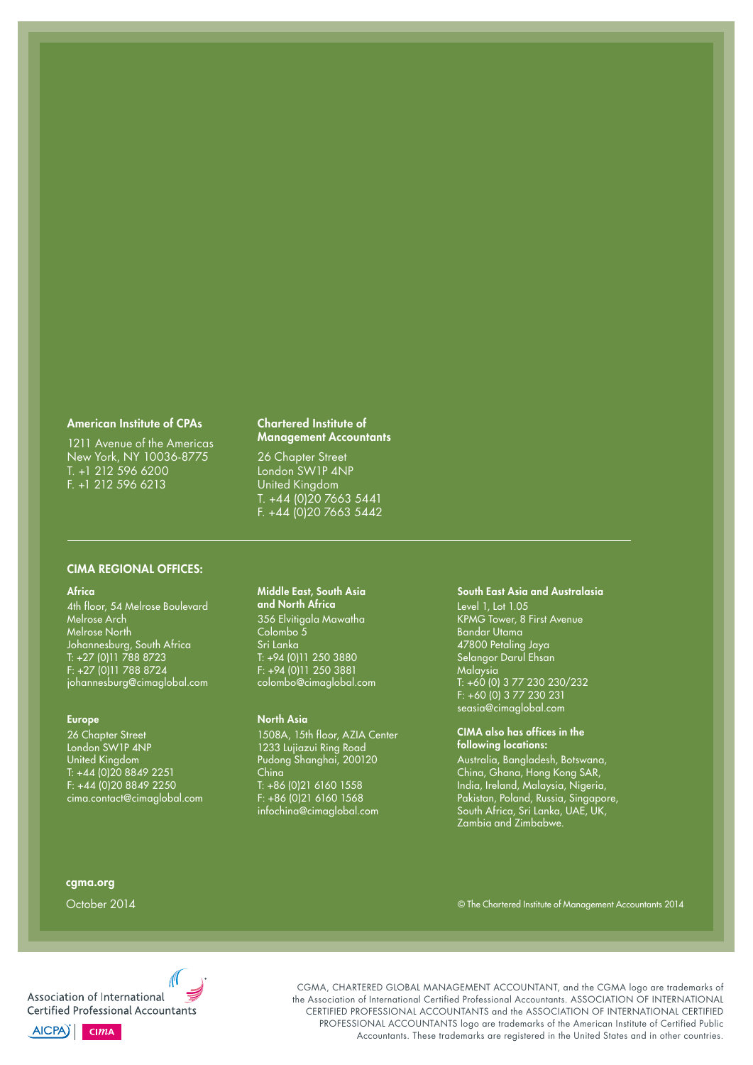**American Institute of CPAs**

1211 Avenue of the Americas
New York, NY 10036-8775
T. +1 212 596 6200
F. +1 212 596 6213

**Chartered Institute of Management Accountants**

26 Chapter Street
London SW1P 4NP
United Kingdom
T. +44 (0)20 7663 5441
F. +44 (0)20 7663 5442

---

## CIMA REGIONAL OFFICES:

**Africa**

4th floor, 54 Melrose Boulevard
Melrose Arch
Melrose North
Johannesburg, South Africa
T: +27 (0)11 788 8723
F: +27 (0)11 788 8724
johannesburg@cimaglobal.com

**Europe**

26 Chapter Street
London SW1P 4NP
United Kingdom
T: +44 (0)20 8849 2251
F: +44 (0)20 8849 2250
cima.contact@cimaglobal.com

**Middle East, South Asia and North Africa**

356 Elvitigala Mawatha
Colombo 5
Sri Lanka
T: +94 (0)11 250 3880
F: +94 (0)11 250 3881
colombo@cimaglobal.com

**North Asia**

1508A, 15th floor, AZIA Center
1233 Lujiazui Ring Road
Pudong Shanghai, 200120
China
T: +86 (0)21 6160 1558
F: +86 (0)21 6160 1568
infochina@cimaglobal.com

**South East Asia and Australasia**

Level 1, Lot 1.05
KPMG Tower, 8 First Avenue
Bandar Utama
47800 Petaling Jaya
Selangor Darul Ehsan
Malaysia
T: +60 (0) 3 77 230 230/232
F: +60 (0) 3 77 230 231
seasia@cimaglobal.com

**CIMA also has offices in the following locations:**

Australia, Bangladesh, Botswana, China, Ghana, Hong Kong SAR, India, Ireland, Malaysia, Nigeria, Pakistan, Poland, Russia, Singapore, South Africa, Sri Lanka, UAE, UK, Zambia and Zimbabwe.

**cgma.org**

October 2014

© The Chartered Institute of Management Accountants 2014

Association of International Certified Professional Accountants

AICPA | CIMA

CGMA, CHARTERED GLOBAL MANAGEMENT ACCOUNTANT, and the CGMA logo are trademarks of the Association of International Certified Professional Accountants. ASSOCIATION OF INTERNATIONAL CERTIFIED PROFESSIONAL ACCOUNTANTS and the ASSOCIATION OF INTERNATIONAL CERTIFIED PROFESSIONAL ACCOUNTANTS logo are trademarks of the American Institute of Certified Public Accountants. These trademarks are registered in the United States and in other countries.